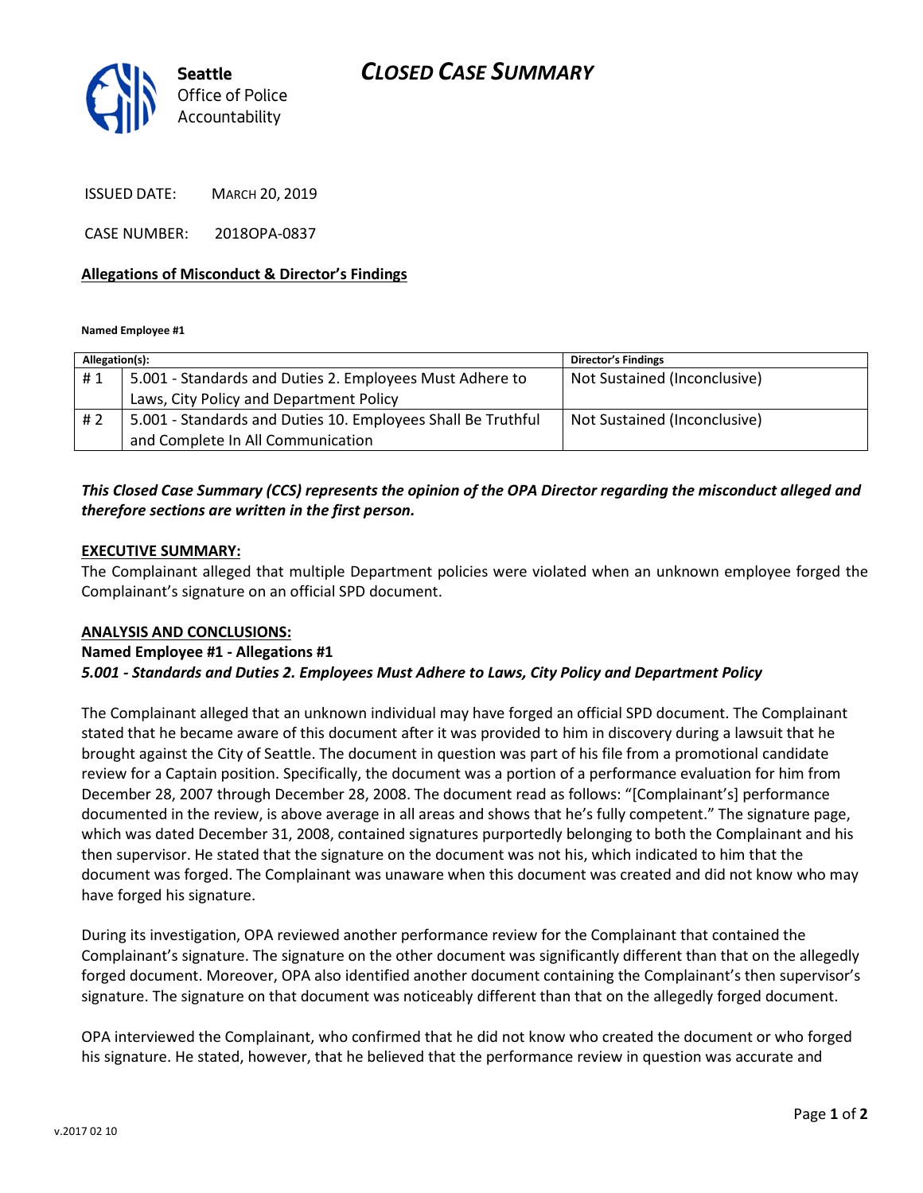# CLOSED CASE SUMMARY

**Seattle** Office of Police Accountability

ISSUED DATE: MARCH 20, 2019

CASE NUMBER: 2018OPA-0837

**Allegations of Misconduct & Director's Findings**

**Named Employee #1**

| Allegation(s): | | Director's Findings |
|---|---|---|
| # 1 | 5.001 - Standards and Duties 2. Employees Must Adhere to Laws, City Policy and Department Policy | Not Sustained (Inconclusive) |
| # 2 | 5.001 - Standards and Duties 10. Employees Shall Be Truthful and Complete In All Communication | Not Sustained (Inconclusive) |

***This Closed Case Summary (CCS) represents the opinion of the OPA Director regarding the misconduct alleged and therefore sections are written in the first person.***

**EXECUTIVE SUMMARY:**

The Complainant alleged that multiple Department policies were violated when an unknown employee forged the Complainant's signature on an official SPD document.

**ANALYSIS AND CONCLUSIONS:**

**Named Employee #1 - Allegations #1**
***5.001 - Standards and Duties 2. Employees Must Adhere to Laws, City Policy and Department Policy***

The Complainant alleged that an unknown individual may have forged an official SPD document. The Complainant stated that he became aware of this document after it was provided to him in discovery during a lawsuit that he brought against the City of Seattle. The document in question was part of his file from a promotional candidate review for a Captain position. Specifically, the document was a portion of a performance evaluation for him from December 28, 2007 through December 28, 2008. The document read as follows: "[Complainant's] performance documented in the review, is above average in all areas and shows that he's fully competent." The signature page, which was dated December 31, 2008, contained signatures purportedly belonging to both the Complainant and his then supervisor. He stated that the signature on the document was not his, which indicated to him that the document was forged. The Complainant was unaware when this document was created and did not know who may have forged his signature.

During its investigation, OPA reviewed another performance review for the Complainant that contained the Complainant's signature. The signature on the other document was significantly different than that on the allegedly forged document. Moreover, OPA also identified another document containing the Complainant's then supervisor's signature. The signature on that document was noticeably different than that on the allegedly forged document.

OPA interviewed the Complainant, who confirmed that he did not know who created the document or who forged his signature. He stated, however, that he believed that the performance review in question was accurate and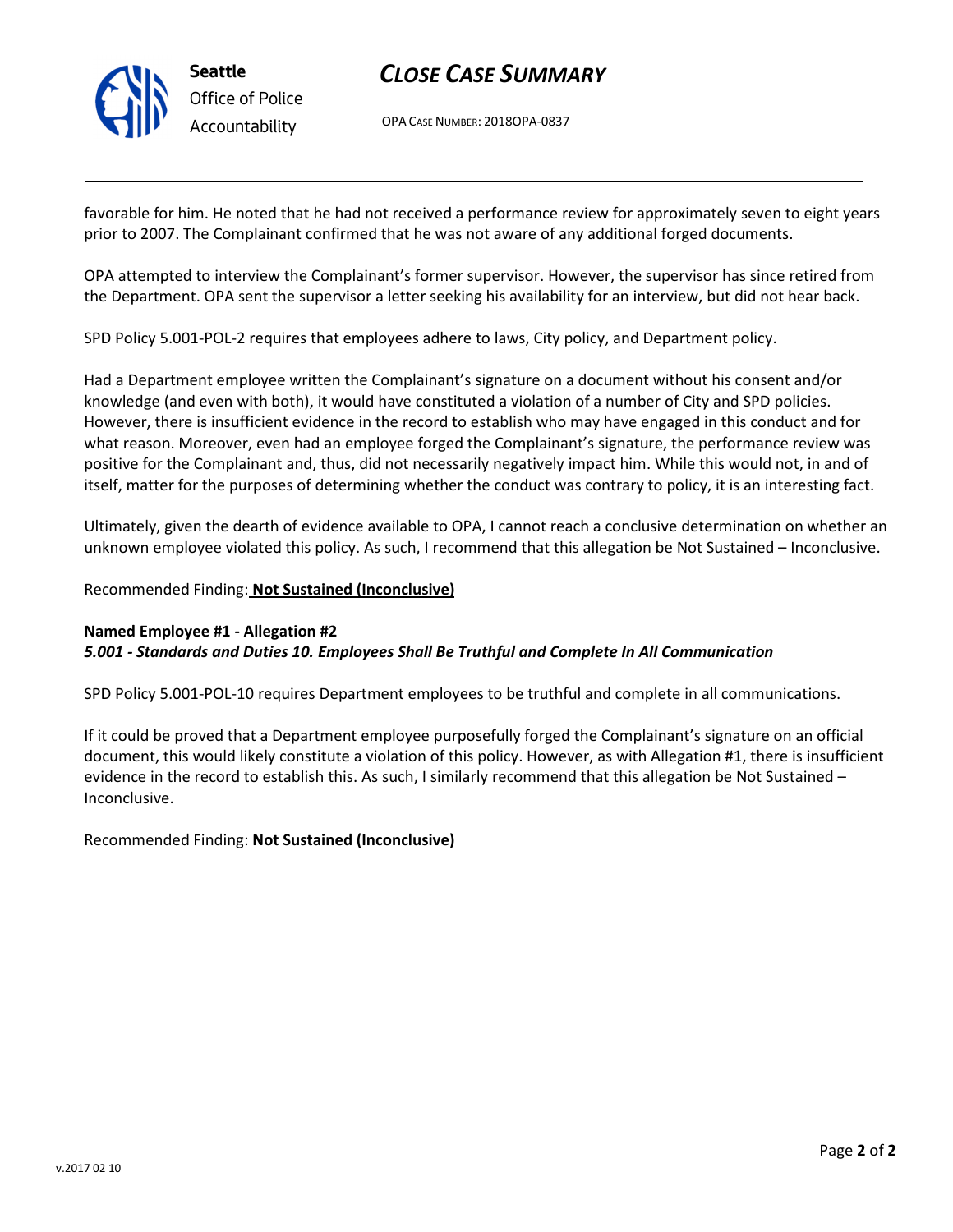favorable for him. He noted that he had not received a performance review for approximately seven to eight years prior to 2007. The Complainant confirmed that he was not aware of any additional forged documents.

OPA attempted to interview the Complainant's former supervisor. However, the supervisor has since retired from the Department. OPA sent the supervisor a letter seeking his availability for an interview, but did not hear back.

SPD Policy 5.001-POL-2 requires that employees adhere to laws, City policy, and Department policy.

Had a Department employee written the Complainant's signature on a document without his consent and/or knowledge (and even with both), it would have constituted a violation of a number of City and SPD policies. However, there is insufficient evidence in the record to establish who may have engaged in this conduct and for what reason. Moreover, even had an employee forged the Complainant's signature, the performance review was positive for the Complainant and, thus, did not necessarily negatively impact him. While this would not, in and of itself, matter for the purposes of determining whether the conduct was contrary to policy, it is an interesting fact.

Ultimately, given the dearth of evidence available to OPA, I cannot reach a conclusive determination on whether an unknown employee violated this policy. As such, I recommend that this allegation be Not Sustained – Inconclusive.

Recommended Finding: **Not Sustained (Inconclusive)**

**Named Employee #1 - Allegation #2**
***5.001 - Standards and Duties 10. Employees Shall Be Truthful and Complete In All Communication***

SPD Policy 5.001-POL-10 requires Department employees to be truthful and complete in all communications.

If it could be proved that a Department employee purposefully forged the Complainant's signature on an official document, this would likely constitute a violation of this policy. However, as with Allegation #1, there is insufficient evidence in the record to establish this. As such, I similarly recommend that this allegation be Not Sustained – Inconclusive.

Recommended Finding: **Not Sustained (Inconclusive)**